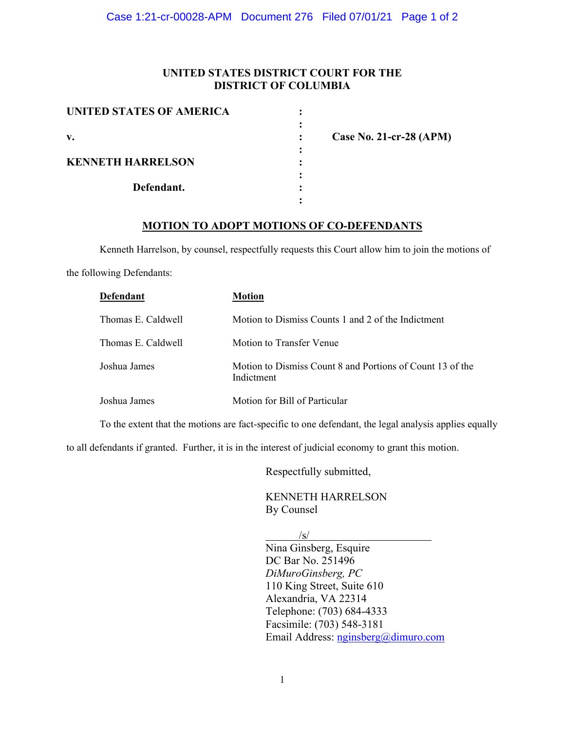**UNITED STATES DISTRICT COURT FOR THE**
**DISTRICT OF COLUMBIA**

| | | |
|---|---|---|
| **UNITED STATES OF AMERICA** | : | |
| | : | |
| **v.** | : | **Case No. 21-cr-28 (APM)** |
| | : | |
| **KENNETH HARRELSON** | : | |
| | : | |
| **Defendant.** | : | |
| | : | |

## MOTION TO ADOPT MOTIONS OF CO-DEFENDANTS

Kenneth Harrelson, by counsel, respectfully requests this Court allow him to join the motions of the following Defendants:

| Defendant | Motion |
|---|---|
| Thomas E. Caldwell | Motion to Dismiss Counts 1 and 2 of the Indictment |
| Thomas E. Caldwell | Motion to Transfer Venue |
| Joshua James | Motion to Dismiss Count 8 and Portions of Count 13 of the Indictment |
| Joshua James | Motion for Bill of Particular |

To the extent that the motions are fact-specific to one defendant, the legal analysis applies equally to all defendants if granted. Further, it is in the interest of judicial economy to grant this motion.

Respectfully submitted,

KENNETH HARRELSON
By Counsel

/s/

Nina Ginsberg, Esquire
DC Bar No. 251496
*DiMuroGinsberg, PC*
110 King Street, Suite 610
Alexandria, VA 22314
Telephone: (703) 684-4333
Facsimile: (703) 548-3181
Email Address: nginsberg@dimuro.com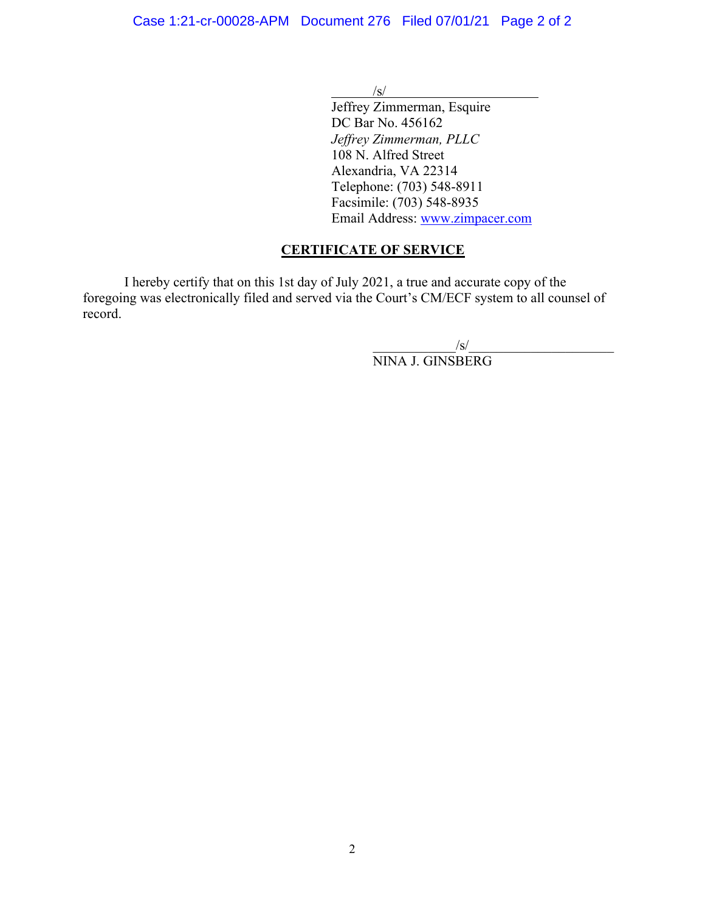/s/

Jeffrey Zimmerman, Esquire
DC Bar No. 456162
*Jeffrey Zimmerman, PLLC*
108 N. Alfred Street
Alexandria, VA 22314
Telephone: (703) 548-8911
Facsimile: (703) 548-8935
Email Address: www.zimpacer.com

**CERTIFICATE OF SERVICE**

I hereby certify that on this 1st day of July 2021, a true and accurate copy of the foregoing was electronically filed and served via the Court's CM/ECF system to all counsel of record.

/s/

NINA J. GINSBERG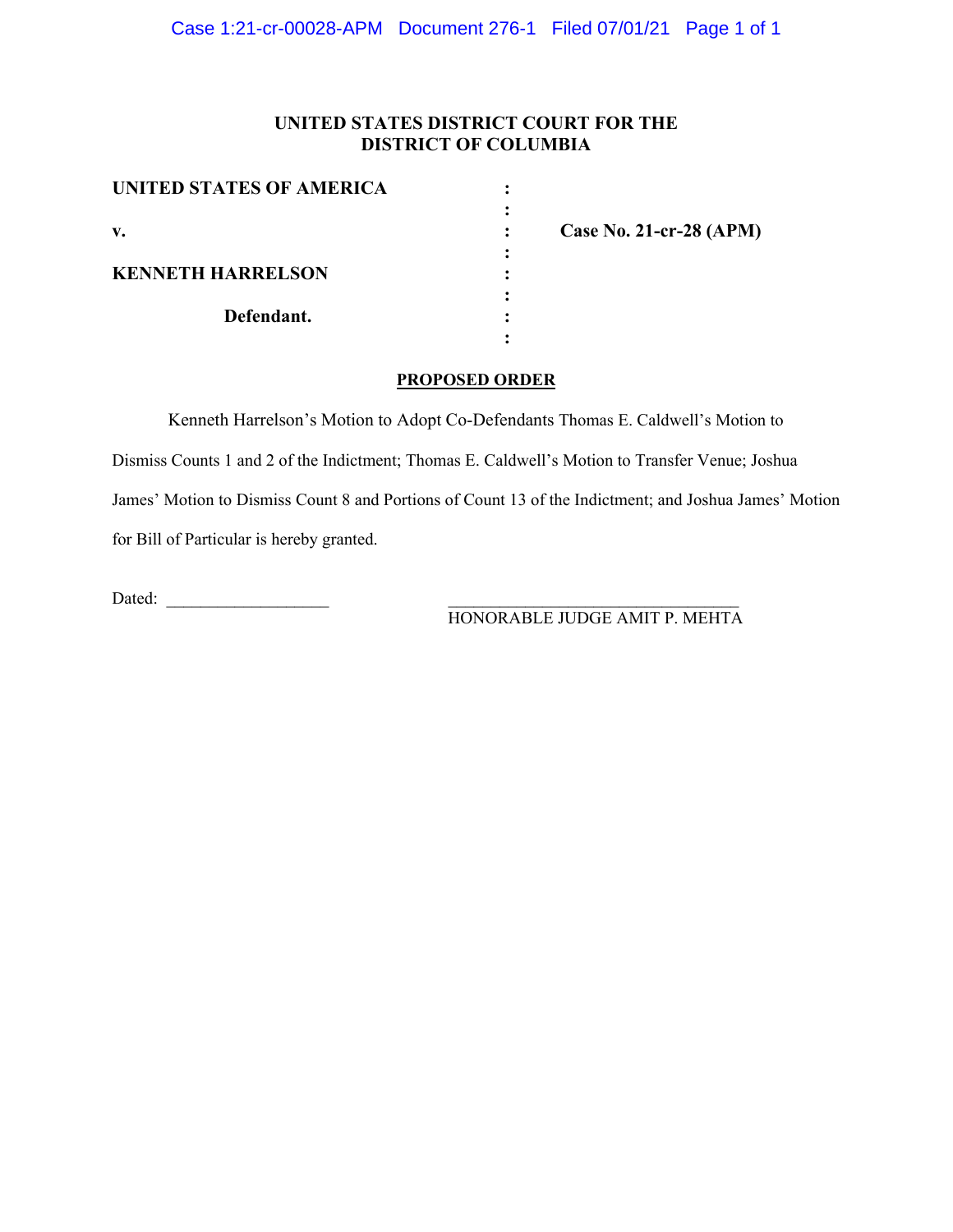**UNITED STATES DISTRICT COURT FOR THE**
**DISTRICT OF COLUMBIA**

| | | |
|---|---|---|
| **UNITED STATES OF AMERICA** | : | |
| | : | |
| **v.** | : | **Case No. 21-cr-28 (APM)** |
| | : | |
| **KENNETH HARRELSON** | : | |
| | : | |
| **Defendant.** | : | |
| | : | |

**PROPOSED ORDER**

Kenneth Harrelson's Motion to Adopt Co-Defendants Thomas E. Caldwell's Motion to Dismiss Counts 1 and 2 of the Indictment; Thomas E. Caldwell's Motion to Transfer Venue; Joshua James' Motion to Dismiss Count 8 and Portions of Count 13 of the Indictment; and Joshua James' Motion for Bill of Particular is hereby granted.

Dated: ___________________

___________________________________
HONORABLE JUDGE AMIT P. MEHTA